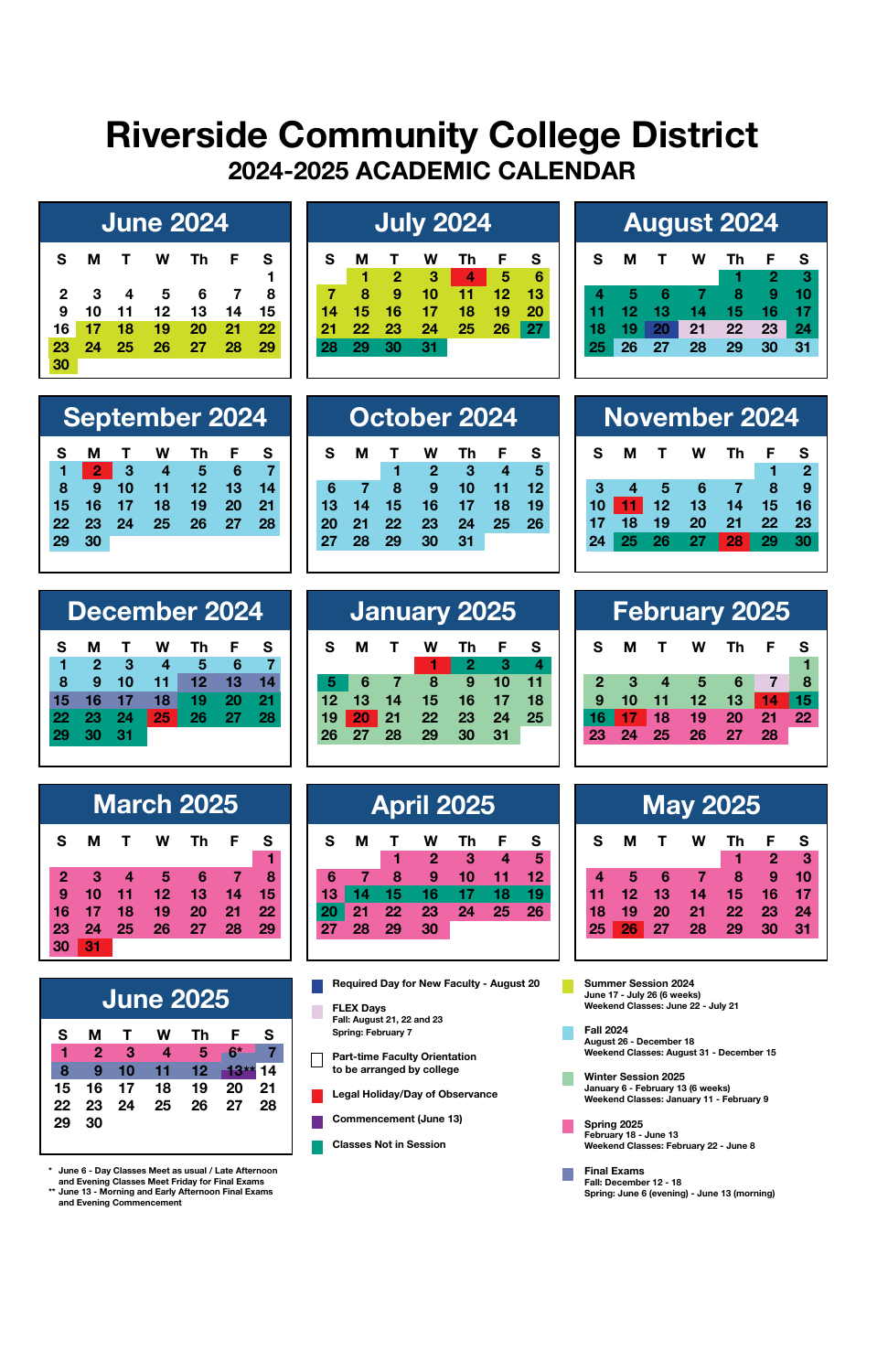# Riverside Community College District

## 2024-2025 ACADEMIC CALENDAR

### June 2024

| S | M | T | W | Th | F | S |
|---|---|---|---|---|---|---|
| | | | | | | 1 |
| 2 | 3 | 4 | 5 | 6 | 7 | 8 |
| 9 | 10 | 11 | 12 | 13 | 14 | 15 |
| 16 | 17 | 18 | 19 | 20 | 21 | 22 |
| 23 | 24 | 25 | 26 | 27 | 28 | 29 |
| 30 | | | | | | |

### July 2024

| S | M | T | W | Th | F | S |
|---|---|---|---|---|---|---|
| | 1 | 2 | 3 | 4 | 5 | 6 |
| 7 | 8 | 9 | 10 | 11 | 12 | 13 |
| 14 | 15 | 16 | 17 | 18 | 19 | 20 |
| 21 | 22 | 23 | 24 | 25 | 26 | 27 |
| 28 | 29 | 30 | 31 | | | |

### August 2024

| S | M | T | W | Th | F | S |
|---|---|---|---|---|---|---|
| | | | | 1 | 2 | 3 |
| 4 | 5 | 6 | 7 | 8 | 9 | 10 |
| 11 | 12 | 13 | 14 | 15 | 16 | 17 |
| 18 | 19 | 20 | 21 | 22 | 23 | 24 |
| 25 | 26 | 27 | 28 | 29 | 30 | 31 |

### September 2024

| S | M | T | W | Th | F | S |
|---|---|---|---|---|---|---|
| 1 | 2 | 3 | 4 | 5 | 6 | 7 |
| 8 | 9 | 10 | 11 | 12 | 13 | 14 |
| 15 | 16 | 17 | 18 | 19 | 20 | 21 |
| 22 | 23 | 24 | 25 | 26 | 27 | 28 |
| 29 | 30 | | | | | |

### October 2024

| S | M | T | W | Th | F | S |
|---|---|---|---|---|---|---|
| | | 1 | 2 | 3 | 4 | 5 |
| 6 | 7 | 8 | 9 | 10 | 11 | 12 |
| 13 | 14 | 15 | 16 | 17 | 18 | 19 |
| 20 | 21 | 22 | 23 | 24 | 25 | 26 |
| 27 | 28 | 29 | 30 | 31 | | |

### November 2024

| S | M | T | W | Th | F | S |
|---|---|---|---|---|---|---|
| | | | | | 1 | 2 |
| 3 | 4 | 5 | 6 | 7 | 8 | 9 |
| 10 | 11 | 12 | 13 | 14 | 15 | 16 |
| 17 | 18 | 19 | 20 | 21 | 22 | 23 |
| 24 | 25 | 26 | 27 | 28 | 29 | 30 |

### December 2024

| S | M | T | W | Th | F | S |
|---|---|---|---|---|---|---|
| 1 | 2 | 3 | 4 | 5 | 6 | 7 |
| 8 | 9 | 10 | 11 | 12 | 13 | 14 |
| 15 | 16 | 17 | 18 | 19 | 20 | 21 |
| 22 | 23 | 24 | 25 | 26 | 27 | 28 |
| 29 | 30 | 31 | | | | |

### January 2025

| S | M | T | W | Th | F | S |
|---|---|---|---|---|---|---|
| | | | 1 | 2 | 3 | 4 |
| 5 | 6 | 7 | 8 | 9 | 10 | 11 |
| 12 | 13 | 14 | 15 | 16 | 17 | 18 |
| 19 | 20 | 21 | 22 | 23 | 24 | 25 |
| 26 | 27 | 28 | 29 | 30 | 31 | |

### February 2025

| S | M | T | W | Th | F | S |
|---|---|---|---|---|---|---|
| | | | | | | 1 |
| 2 | 3 | 4 | 5 | 6 | 7 | 8 |
| 9 | 10 | 11 | 12 | 13 | 14 | 15 |
| 16 | 17 | 18 | 19 | 20 | 21 | 22 |
| 23 | 24 | 25 | 26 | 27 | 28 | |

### March 2025

| S | M | T | W | Th | F | S |
|---|---|---|---|---|---|---|
| | | | | | | 1 |
| 2 | 3 | 4 | 5 | 6 | 7 | 8 |
| 9 | 10 | 11 | 12 | 13 | 14 | 15 |
| 16 | 17 | 18 | 19 | 20 | 21 | 22 |
| 23 | 24 | 25 | 26 | 27 | 28 | 29 |
| 30 | 31 | | | | | |

### April 2025

| S | M | T | W | Th | F | S |
|---|---|---|---|---|---|---|
| | | 1 | 2 | 3 | 4 | 5 |
| 6 | 7 | 8 | 9 | 10 | 11 | 12 |
| 13 | 14 | 15 | 16 | 17 | 18 | 19 |
| 20 | 21 | 22 | 23 | 24 | 25 | 26 |
| 27 | 28 | 29 | 30 | | | |

### May 2025

| S | M | T | W | Th | F | S |
|---|---|---|---|---|---|---|
| | | | | 1 | 2 | 3 |
| 4 | 5 | 6 | 7 | 8 | 9 | 10 |
| 11 | 12 | 13 | 14 | 15 | 16 | 17 |
| 18 | 19 | 20 | 21 | 22 | 23 | 24 |
| 25 | 26 | 27 | 28 | 29 | 30 | 31 |

### June 2025

| S | M | T | W | Th | F | S |
|---|---|---|---|---|---|---|
| 1 | 2 | 3 | 4 | 5 | 6* | 7 |
| 8 | 9 | 10 | 11 | 12 | 13** | 14 |
| 15 | 16 | 17 | 18 | 19 | 20 | 21 |
| 22 | 23 | 24 | 25 | 26 | 27 | 28 |
| 29 | 30 | | | | | |

\* June 6 - Day Classes Meet as usual / Late Afternoon and Evening Classes Meet Friday for Final Exams

\*\* June 13 - Morning and Early Afternoon Final Exams and Evening Commencement

**Legend**

- Required Day for New Faculty - August 20
- FLEX Days
  Fall: August 21, 22 and 23
  Spring: February 7
- Part-time Faculty Orientation to be arranged by college
- Legal Holiday/Day of Observance
- Commencement (June 13)
- Classes Not in Session
- **Summer Session 2024**
  June 17 - July 26 (6 weeks)
  Weekend Classes: June 22 - July 21
- **Fall 2024**
  August 26 - December 18
  Weekend Classes: August 31 - December 15
- **Winter Session 2025**
  January 6 - February 13 (6 weeks)
  Weekend Classes: January 11 - February 9
- **Spring 2025**
  February 18 - June 13
  Weekend Classes: February 22 - June 8
- **Final Exams**
  Fall: December 12 - 18
  Spring: June 6 (evening) - June 13 (morning)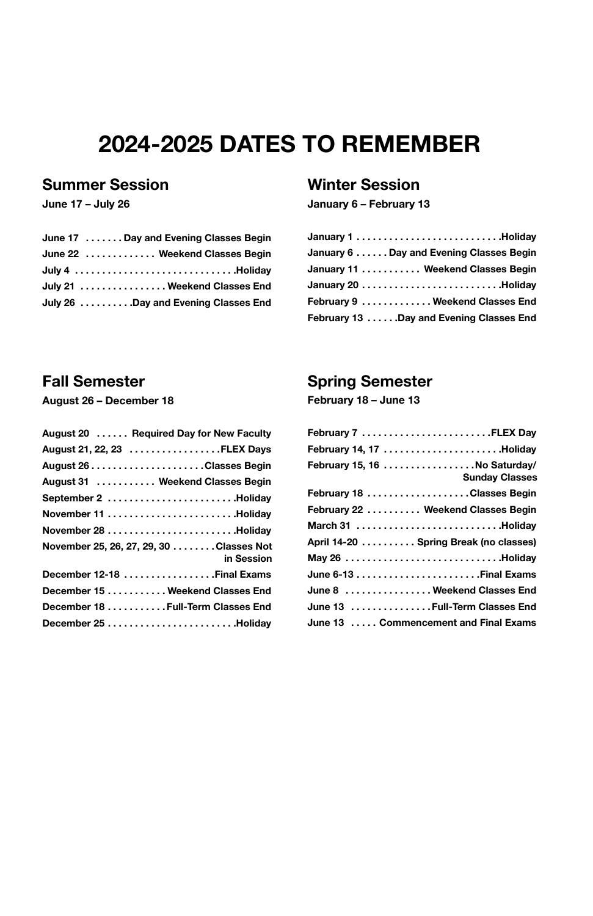# 2024-2025 DATES TO REMEMBER

## Summer Session

**June 17 – July 26**

| | |
|---|---|
| June 17 | Day and Evening Classes Begin |
| June 22 | Weekend Classes Begin |
| July 4 | Holiday |
| July 21 | Weekend Classes End |
| July 26 | Day and Evening Classes End |

## Winter Session

**January 6 – February 13**

| | |
|---|---|
| January 1 | Holiday |
| January 6 | Day and Evening Classes Begin |
| January 11 | Weekend Classes Begin |
| January 20 | Holiday |
| February 9 | Weekend Classes End |
| February 13 | Day and Evening Classes End |

## Fall Semester

**August 26 – December 18**

| | |
|---|---|
| August 20 | Required Day for New Faculty |
| August 21, 22, 23 | FLEX Days |
| August 26 | Classes Begin |
| August 31 | Weekend Classes Begin |
| September 2 | Holiday |
| November 11 | Holiday |
| November 28 | Holiday |
| November 25, 26, 27, 29, 30 | Classes Not in Session |
| December 12-18 | Final Exams |
| December 15 | Weekend Classes End |
| December 18 | Full-Term Classes End |
| December 25 | Holiday |

## Spring Semester

**February 18 – June 13**

| | |
|---|---|
| February 7 | FLEX Day |
| February 14, 17 | Holiday |
| February 15, 16 | No Saturday/ Sunday Classes |
| February 18 | Classes Begin |
| February 22 | Weekend Classes Begin |
| March 31 | Holiday |
| April 14-20 | Spring Break (no classes) |
| May 26 | Holiday |
| June 6-13 | Final Exams |
| June 8 | Weekend Classes End |
| June 13 | Full-Term Classes End |
| June 13 | Commencement and Final Exams |